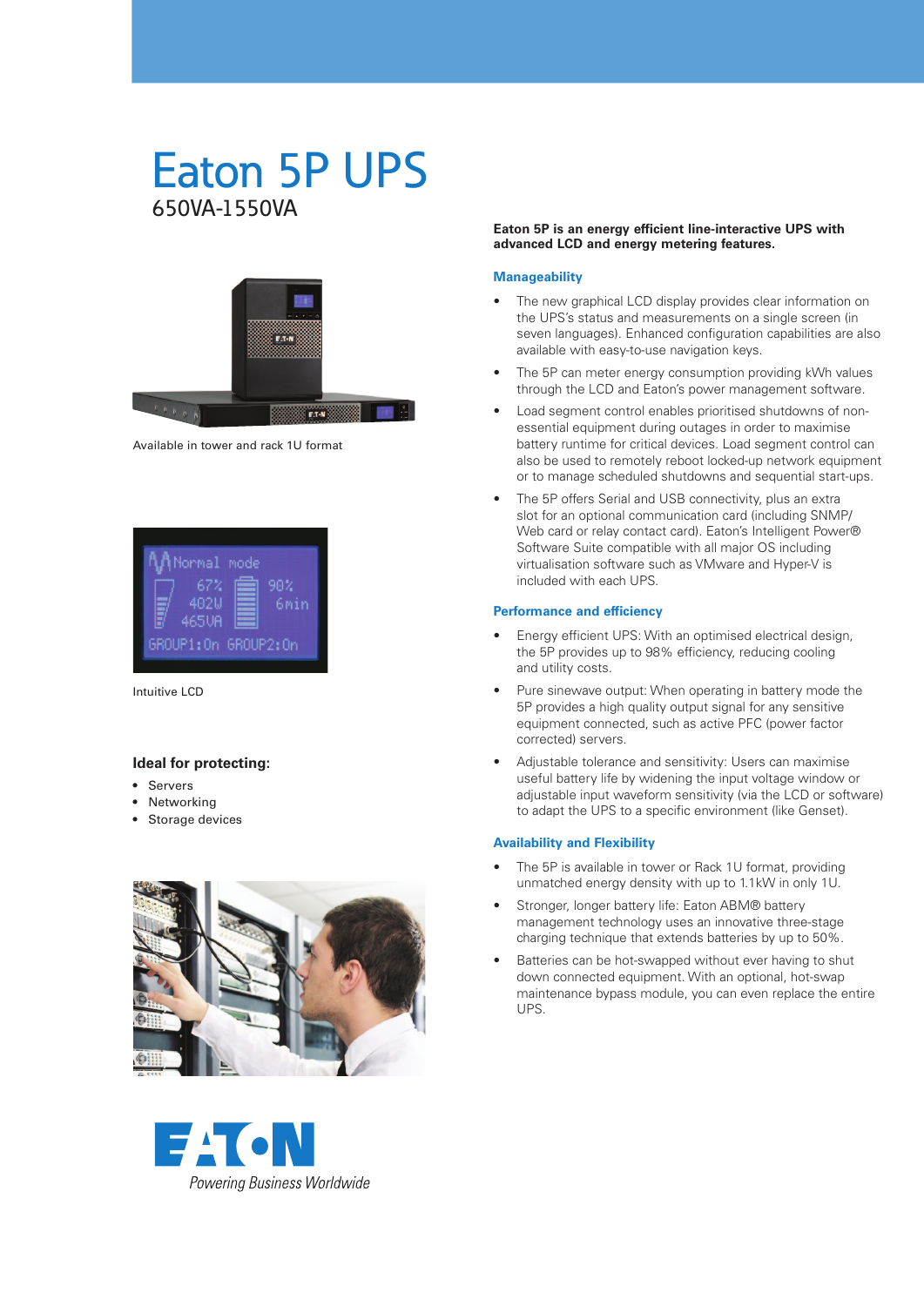# Eaton 5P UPS

650VA-1550VA

Available in tower and rack 1U format

Intuitive LCD

### Ideal for protecting:

- Servers
- Networking
- Storage devices

Powering Business Worldwide

**Eaton 5P is an energy efficient line-interactive UPS with advanced LCD and energy metering features.**

### Manageability

- The new graphical LCD display provides clear information on the UPS's status and measurements on a single screen (in seven languages). Enhanced configuration capabilities are also available with easy-to-use navigation keys.
- The 5P can meter energy consumption providing kWh values through the LCD and Eaton's power management software.
- Load segment control enables prioritised shutdowns of non-essential equipment during outages in order to maximise battery runtime for critical devices. Load segment control can also be used to remotely reboot locked-up network equipment or to manage scheduled shutdowns and sequential start-ups.
- The 5P offers Serial and USB connectivity, plus an extra slot for an optional communication card (including SNMP/ Web card or relay contact card). Eaton's Intelligent Power® Software Suite compatible with all major OS including virtualisation software such as VMware and Hyper-V is included with each UPS.

### Performance and efficiency

- Energy efficient UPS: With an optimised electrical design, the 5P provides up to 98% efficiency, reducing cooling and utility costs.
- Pure sinewave output: When operating in battery mode the 5P provides a high quality output signal for any sensitive equipment connected, such as active PFC (power factor corrected) servers.
- Adjustable tolerance and sensitivity: Users can maximise useful battery life by widening the input voltage window or adjustable input waveform sensitivity (via the LCD or software) to adapt the UPS to a specific environment (like Genset).

### Availability and Flexibility

- The 5P is available in tower or Rack 1U format, providing unmatched energy density with up to 1.1kW in only 1U.
- Stronger, longer battery life: Eaton ABM® battery management technology uses an innovative three-stage charging technique that extends batteries by up to 50%.
- Batteries can be hot-swapped without ever having to shut down connected equipment. With an optional, hot-swap maintenance bypass module, you can even replace the entire UPS.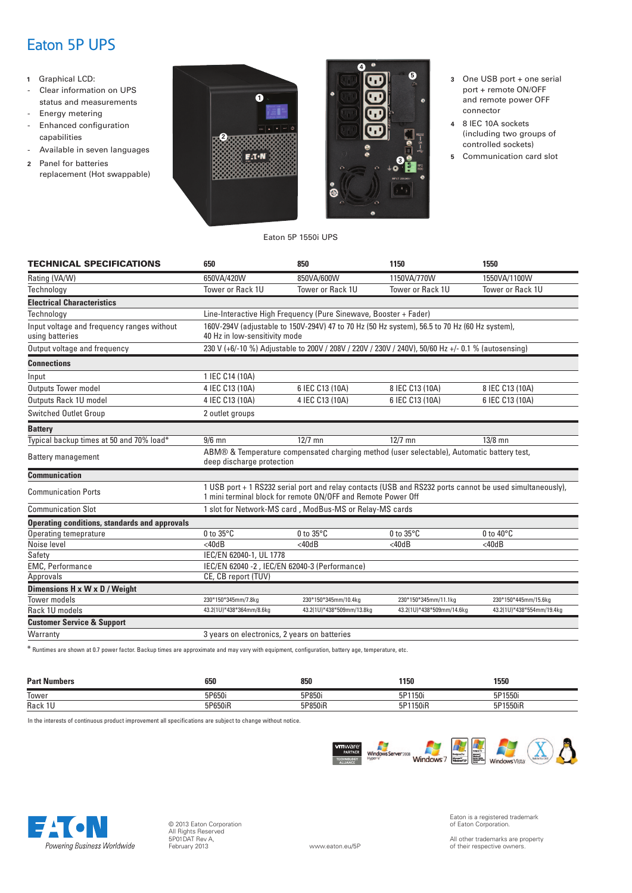# Eaton 5P UPS

1. Graphical LCD:
   - Clear information on UPS status and measurements
   - Energy metering
   - Enhanced configuration capabilities
   - Available in seven languages
2. Panel for batteries replacement (Hot swappable)
3. One USB port + one serial port + remote ON/OFF and remote power OFF connector
4. 8 IEC 10A sockets (including two groups of controlled sockets)
5. Communication card slot

Eaton 5P 1550i UPS

| TECHNICAL SPECIFICATIONS | 650 | 850 | 1150 | 1550 |
|---|---|---|---|---|
| Rating (VA/W) | 650VA/420W | 850VA/600W | 1150VA/770W | 1550VA/1100W |
| Technology | Tower or Rack 1U | Tower or Rack 1U | Tower or Rack 1U | Tower or Rack 1U |
| **Electrical Characteristics** | | | | |
| Technology | Line-Interactive High Frequency (Pure Sinewave, Booster + Fader) | | | |
| Input voltage and frequency ranges without using batteries | 160V-294V (adjustable to 150V-294V) 47 to 70 Hz (50 Hz system), 56.5 to 70 Hz (60 Hz system), 40 Hz in low-sensitivity mode | | | |
| Output voltage and frequency | 230 V (+6/-10 %) Adjustable to 200V / 208V / 220V / 230V / 240V), 50/60 Hz +/- 0.1 % (autosensing) | | | |
| **Connections** | | | | |
| Input | 1 IEC C14 (10A) | | | |
| Outputs Tower model | 4 IEC C13 (10A) | 6 IEC C13 (10A) | 8 IEC C13 (10A) | 8 IEC C13 (10A) |
| Outputs Rack 1U model | 4 IEC C13 (10A) | 4 IEC C13 (10A) | 6 IEC C13 (10A) | 6 IEC C13 (10A) |
| Switched Outlet Group | 2 outlet groups | | | |
| **Battery** | | | | |
| Typical backup times at 50 and 70% load* | 9/6 mn | 12/7 mn | 12/7 mn | 13/8 mn |
| Battery management | ABM® & Temperature compensated charging method (user selectable), Automatic battery test, deep discharge protection | | | |
| **Communication** | | | | |
| Communication Ports | 1 USB port + 1 RS232 serial port and relay contacts (USB and RS232 ports cannot be used simultaneously), 1 mini terminal block for remote ON/OFF and Remote Power Off | | | |
| Communication Slot | 1 slot for Network-MS card , ModBus-MS or Relay-MS cards | | | |
| **Operating conditions, standards and approvals** | | | | |
| Operating temperature | 0 to 35°C | 0 to 35°C | 0 to 35°C | 0 to 40°C |
| Noise level | <40dB | <40dB | <40dB | <40dB |
| Safety | IEC/EN 62040-1, UL 1778 | | | |
| EMC, Performance | IEC/EN 62040 -2 , IEC/EN 62040-3 (Performance) | | | |
| Approvals | CE, CB report (TUV) | | | |
| **Dimensions H x W x D / Weight** | | | | |
| Tower models | 230*150*345mm/7.8kg | 230*150*345mm/10.4kg | 230*150*345mm/11.1kg | 230*150*445mm/15.6kg |
| Rack 1U models | 43.2(1U)*438*364mm/8.6kg | 43.2(1U)*438*509mm/13.8kg | 43.2(1U)*438*509mm/14.6kg | 43.2(1U)*438*554mm/19.4kg |
| **Customer Service & Support** | | | | |
| Warranty | 3 years on electronics, 2 years on batteries | | | |

* Runtimes are shown at 0.7 power factor. Backup times are approximate and may vary with equipment, configuration, battery age, temperature, etc.

| Part Numbers | 650 | 850 | 1150 | 1550 |
|---|---|---|---|---|
| Tower | 5P650i | 5P850i | 5P1150i | 5P1550i |
| Rack 1U | 5P650iR | 5P850iR | 5P1150iR | 5P1550iR |

In the interests of continuous product improvement all specifications are subject to change without notice.

Powering Business Worldwide

© 2013 Eaton Corporation
All Rights Reserved
5P01DAT Rev A,
February 2013

www.eaton.eu/5P

Eaton is a registered trademark of Eaton Corporation.

All other trademarks are property of their respective owners.